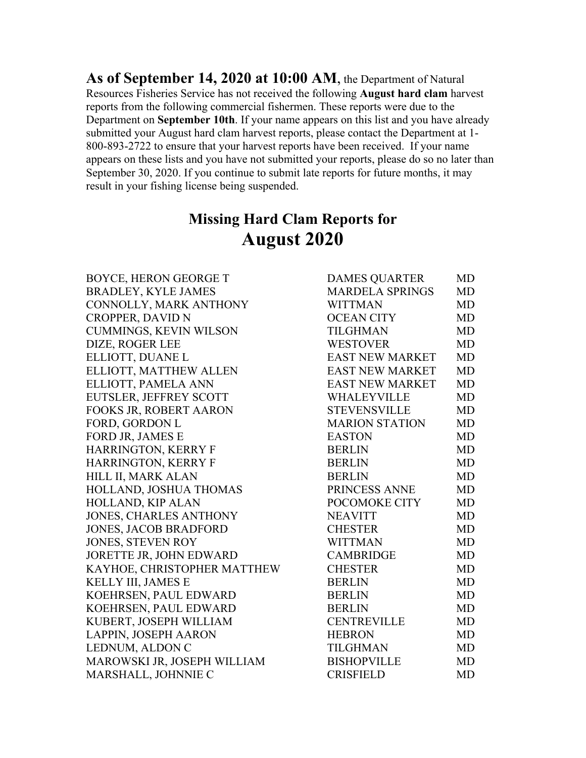**As of September 14, 2020 at 10:00 AM**, the Department of Natural Resources Fisheries Service has not received the following **August hard clam** harvest reports from the following commercial fishermen. These reports were due to the Department on **September 10th**. If your name appears on this list and you have already submitted your August hard clam harvest reports, please contact the Department at 1-800-893-2722 to ensure that your harvest reports have been received. If your name appears on these lists and you have not submitted your reports, please do so no later than September 30, 2020. If you continue to submit late reports for future months, it may result in your fishing license being suspended.

## Missing Hard Clam Reports for
# August 2020

| Name | City | State |
|---|---|---|
| BOYCE, HERON GEORGE T | DAMES QUARTER | MD |
| BRADLEY, KYLE JAMES | MARDELA SPRINGS | MD |
| CONNOLLY, MARK ANTHONY | WITTMAN | MD |
| CROPPER, DAVID N | OCEAN CITY | MD |
| CUMMINGS, KEVIN WILSON | TILGHMAN | MD |
| DIZE, ROGER LEE | WESTOVER | MD |
| ELLIOTT, DUANE L | EAST NEW MARKET | MD |
| ELLIOTT, MATTHEW ALLEN | EAST NEW MARKET | MD |
| ELLIOTT, PAMELA ANN | EAST NEW MARKET | MD |
| EUTSLER, JEFFREY SCOTT | WHALEYVILLE | MD |
| FOOKS JR, ROBERT AARON | STEVENSVILLE | MD |
| FORD, GORDON L | MARION STATION | MD |
| FORD JR, JAMES E | EASTON | MD |
| HARRINGTON, KERRY F | BERLIN | MD |
| HARRINGTON, KERRY F | BERLIN | MD |
| HILL II, MARK ALAN | BERLIN | MD |
| HOLLAND, JOSHUA THOMAS | PRINCESS ANNE | MD |
| HOLLAND, KIP ALAN | POCOMOKE CITY | MD |
| JONES, CHARLES ANTHONY | NEAVITT | MD |
| JONES, JACOB BRADFORD | CHESTER | MD |
| JONES, STEVEN ROY | WITTMAN | MD |
| JORETTE JR, JOHN EDWARD | CAMBRIDGE | MD |
| KAYHOE, CHRISTOPHER MATTHEW | CHESTER | MD |
| KELLY III, JAMES E | BERLIN | MD |
| KOEHRSEN, PAUL EDWARD | BERLIN | MD |
| KOEHRSEN, PAUL EDWARD | BERLIN | MD |
| KUBERT, JOSEPH WILLIAM | CENTREVILLE | MD |
| LAPPIN, JOSEPH AARON | HEBRON | MD |
| LEDNUM, ALDON C | TILGHMAN | MD |
| MAROWSKI JR, JOSEPH WILLIAM | BISHOPVILLE | MD |
| MARSHALL, JOHNNIE C | CRISFIELD | MD |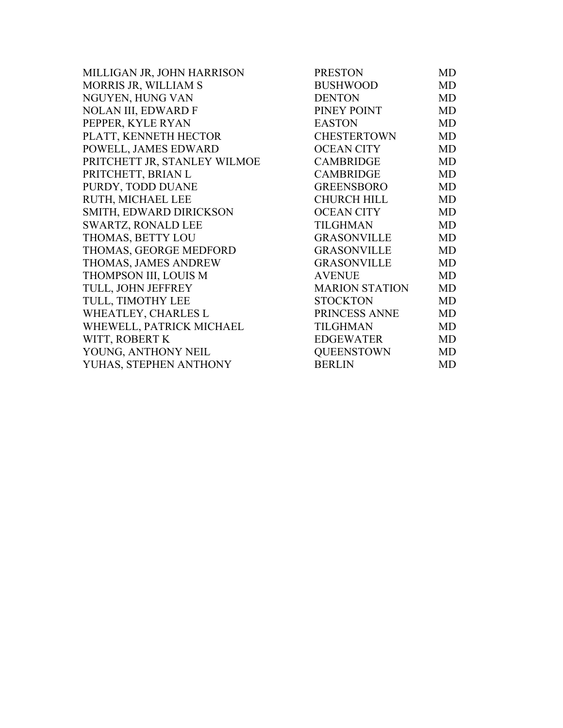| | | |
|---|---|---|
| MILLIGAN JR, JOHN HARRISON | PRESTON | MD |
| MORRIS JR, WILLIAM S | BUSHWOOD | MD |
| NGUYEN, HUNG VAN | DENTON | MD |
| NOLAN III, EDWARD F | PINEY POINT | MD |
| PEPPER, KYLE RYAN | EASTON | MD |
| PLATT, KENNETH HECTOR | CHESTERTOWN | MD |
| POWELL, JAMES EDWARD | OCEAN CITY | MD |
| PRITCHETT JR, STANLEY WILMOE | CAMBRIDGE | MD |
| PRITCHETT, BRIAN L | CAMBRIDGE | MD |
| PURDY, TODD DUANE | GREENSBORO | MD |
| RUTH, MICHAEL LEE | CHURCH HILL | MD |
| SMITH, EDWARD DIRICKSON | OCEAN CITY | MD |
| SWARTZ, RONALD LEE | TILGHMAN | MD |
| THOMAS, BETTY LOU | GRASONVILLE | MD |
| THOMAS, GEORGE MEDFORD | GRASONVILLE | MD |
| THOMAS, JAMES ANDREW | GRASONVILLE | MD |
| THOMPSON III, LOUIS M | AVENUE | MD |
| TULL, JOHN JEFFREY | MARION STATION | MD |
| TULL, TIMOTHY LEE | STOCKTON | MD |
| WHEATLEY, CHARLES L | PRINCESS ANNE | MD |
| WHEWELL, PATRICK MICHAEL | TILGHMAN | MD |
| WITT, ROBERT K | EDGEWATER | MD |
| YOUNG, ANTHONY NEIL | QUEENSTOWN | MD |
| YUHAS, STEPHEN ANTHONY | BERLIN | MD |